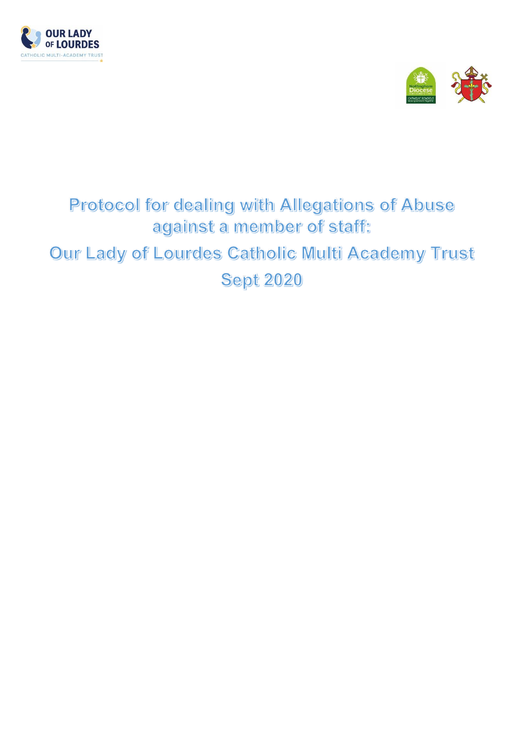# Protocol for dealing with Allegations of Abuse against a member of staff:

# Our Lady of Lourdes Catholic Multi Academy Trust

# Sept 2020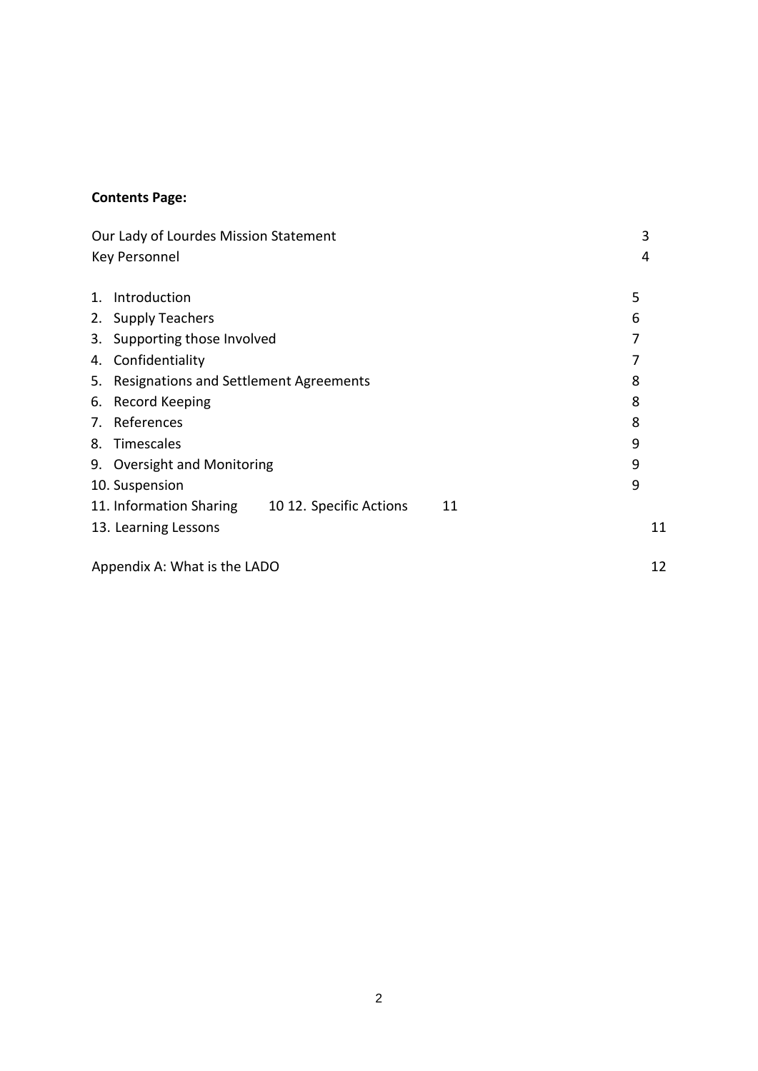**Contents Page:**

| | |
|---|---|
| Our Lady of Lourdes Mission Statement | 3 |
| Key Personnel | 4 |
| 1. Introduction | 5 |
| 2. Supply Teachers | 6 |
| 3. Supporting those Involved | 7 |
| 4. Confidentiality | 7 |
| 5. Resignations and Settlement Agreements | 8 |
| 6. Record Keeping | 8 |
| 7. References | 8 |
| 8. Timescales | 9 |
| 9. Oversight and Monitoring | 9 |
| 10. Suspension | 9 |
| 11. Information Sharing | 10 |
| 12. Specific Actions | 11 |
| 13. Learning Lessons | 11 |
| Appendix A: What is the LADO | 12 |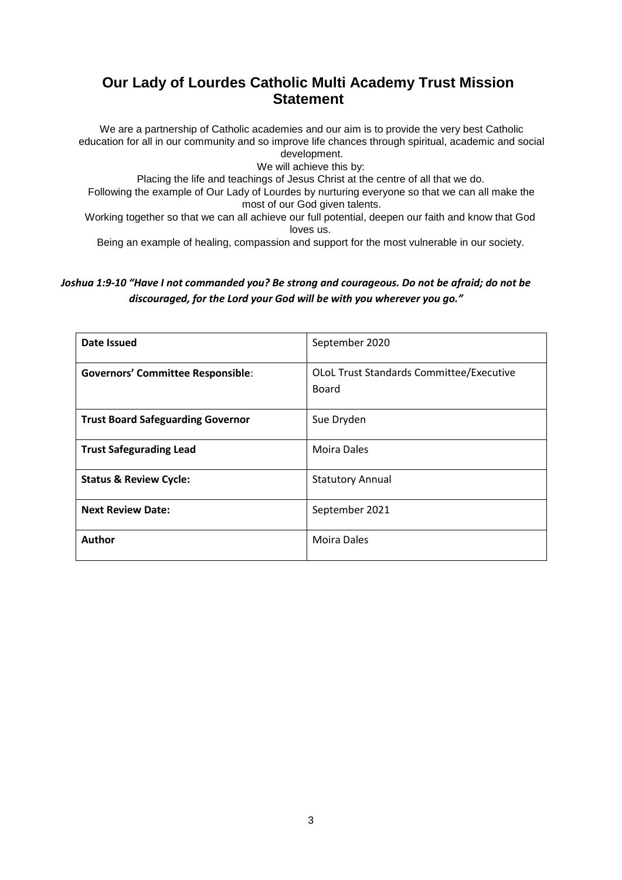## Our Lady of Lourdes Catholic Multi Academy Trust Mission Statement

We are a partnership of Catholic academies and our aim is to provide the very best Catholic education for all in our community and so improve life chances through spiritual, academic and social development.

We will achieve this by:

Placing the life and teachings of Jesus Christ at the centre of all that we do.

Following the example of Our Lady of Lourdes by nurturing everyone so that we can all make the most of our God given talents.

Working together so that we can all achieve our full potential, deepen our faith and know that God loves us.

Being an example of healing, compassion and support for the most vulnerable in our society.

***Joshua 1:9-10 "Have I not commanded you? Be strong and courageous. Do not be afraid; do not be discouraged, for the Lord your God will be with you wherever you go."***

| | |
|---|---|
| **Date Issued** | September 2020 |
| **Governors' Committee Responsible**: | OLoL Trust Standards Committee/Executive Board |
| **Trust Board Safeguarding Governor** | Sue Dryden |
| **Trust Safegurading Lead** | Moira Dales |
| **Status & Review Cycle:** | Statutory Annual |
| **Next Review Date:** | September 2021 |
| **Author** | Moira Dales |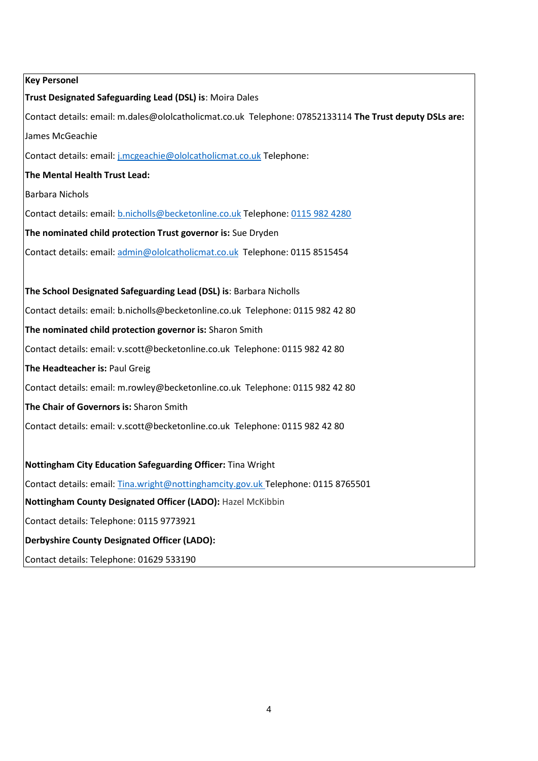**Key Personel**

**Trust Designated Safeguarding Lead (DSL) is**: Moira Dales

Contact details: email: m.dales@ololcatholicmat.co.uk  Telephone: 07852133114 **The Trust deputy DSLs are:**

James McGeachie

Contact details: email: j.mcgeachie@ololcatholicmat.co.uk Telephone:

**The Mental Health Trust Lead:**

Barbara Nichols

Contact details: email: b.nicholls@becketonline.co.uk Telephone: 0115 982 4280

**The nominated child protection Trust governor is:** Sue Dryden

Contact details: email: admin@ololcatholicmat.co.uk  Telephone: 0115 8515454

**The School Designated Safeguarding Lead (DSL) is**: Barbara Nicholls

Contact details: email: b.nicholls@becketonline.co.uk  Telephone: 0115 982 42 80

**The nominated child protection governor is:** Sharon Smith

Contact details: email: v.scott@becketonline.co.uk  Telephone: 0115 982 42 80

**The Headteacher is:** Paul Greig

Contact details: email: m.rowley@becketonline.co.uk  Telephone: 0115 982 42 80

**The Chair of Governors is:** Sharon Smith

Contact details: email: v.scott@becketonline.co.uk  Telephone: 0115 982 42 80

**Nottingham City Education Safeguarding Officer:** Tina Wright

Contact details: email: Tina.wright@nottinghamcity.gov.uk Telephone: 0115 8765501

**Nottingham County Designated Officer (LADO):** Hazel McKibbin

Contact details: Telephone: 0115 9773921

**Derbyshire County Designated Officer (LADO):**

Contact details: Telephone: 01629 533190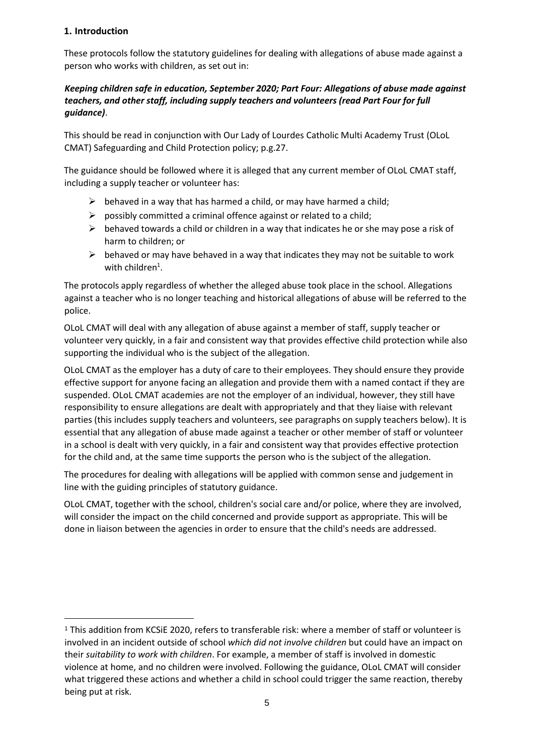## 1. Introduction

These protocols follow the statutory guidelines for dealing with allegations of abuse made against a person who works with children, as set out in:

***Keeping children safe in education, September 2020; Part Four: Allegations of abuse made against teachers, and other staff, including supply teachers and volunteers (read Part Four for full guidance)***.

This should be read in conjunction with Our Lady of Lourdes Catholic Multi Academy Trust (OLoL CMAT) Safeguarding and Child Protection policy; p.g.27.

The guidance should be followed where it is alleged that any current member of OLoL CMAT staff, including a supply teacher or volunteer has:

- behaved in a way that has harmed a child, or may have harmed a child;
- possibly committed a criminal offence against or related to a child;
- behaved towards a child or children in a way that indicates he or she may pose a risk of harm to children; or
- behaved or may have behaved in a way that indicates they may not be suitable to work with children[1].

The protocols apply regardless of whether the alleged abuse took place in the school. Allegations against a teacher who is no longer teaching and historical allegations of abuse will be referred to the police.

OLoL CMAT will deal with any allegation of abuse against a member of staff, supply teacher or volunteer very quickly, in a fair and consistent way that provides effective child protection while also supporting the individual who is the subject of the allegation.

OLoL CMAT as the employer has a duty of care to their employees. They should ensure they provide effective support for anyone facing an allegation and provide them with a named contact if they are suspended. OLoL CMAT academies are not the employer of an individual, however, they still have responsibility to ensure allegations are dealt with appropriately and that they liaise with relevant parties (this includes supply teachers and volunteers, see paragraphs on supply teachers below). It is essential that any allegation of abuse made against a teacher or other member of staff or volunteer in a school is dealt with very quickly, in a fair and consistent way that provides effective protection for the child and, at the same time supports the person who is the subject of the allegation.

The procedures for dealing with allegations will be applied with common sense and judgement in line with the guiding principles of statutory guidance.

OLoL CMAT, together with the school, children's social care and/or police, where they are involved, will consider the impact on the child concerned and provide support as appropriate. This will be done in liaison between the agencies in order to ensure that the child's needs are addressed.

---

[1] This addition from KCSiE 2020, refers to transferable risk: where a member of staff or volunteer is involved in an incident outside of school *which did not involve children* but could have an impact on their *suitability to work with children*. For example, a member of staff is involved in domestic violence at home, and no children were involved. Following the guidance, OLoL CMAT will consider what triggered these actions and whether a child in school could trigger the same reaction, thereby being put at risk.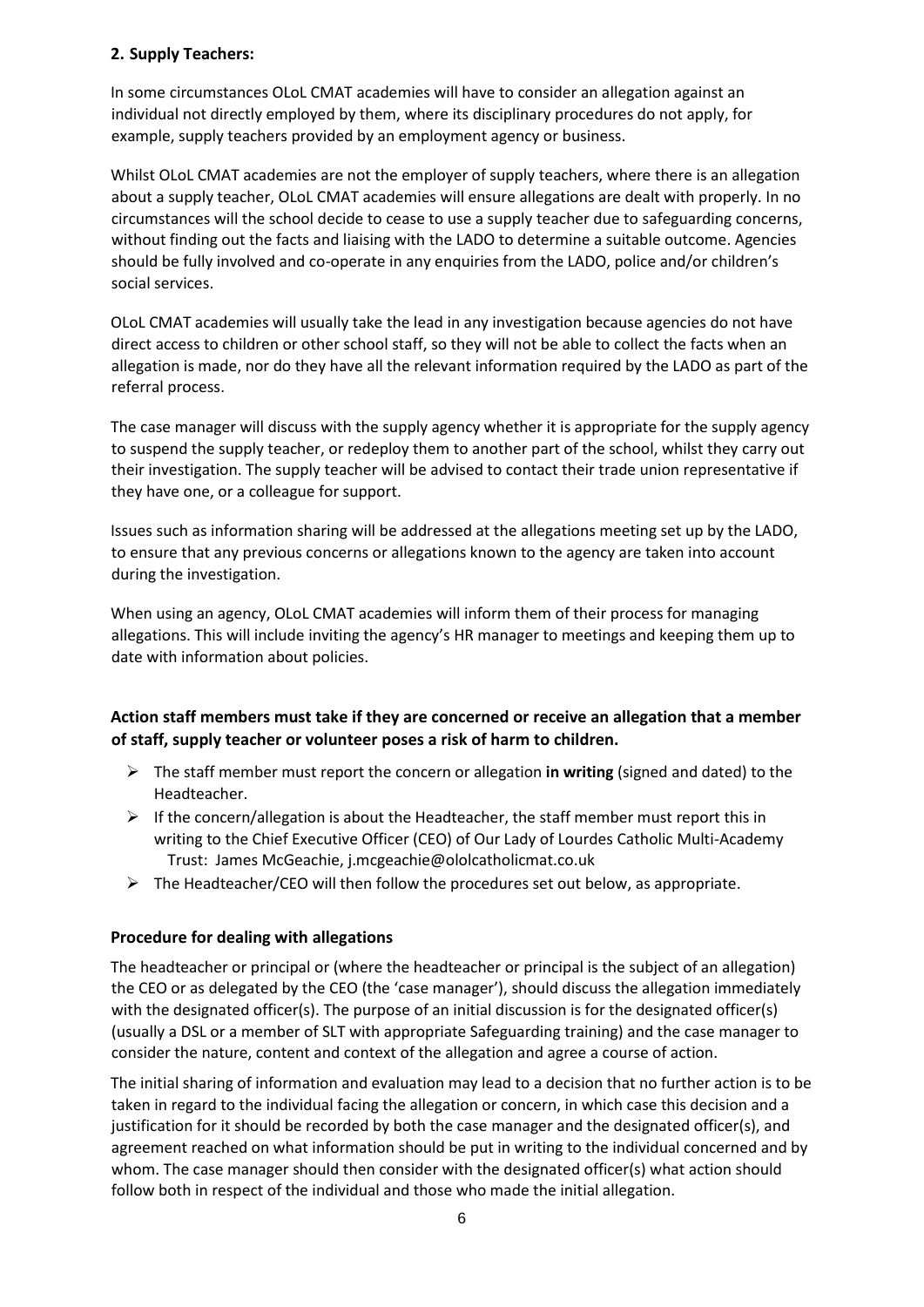### 2. Supply Teachers:

In some circumstances OLoL CMAT academies will have to consider an allegation against an individual not directly employed by them, where its disciplinary procedures do not apply, for example, supply teachers provided by an employment agency or business.

Whilst OLoL CMAT academies are not the employer of supply teachers, where there is an allegation about a supply teacher, OLoL CMAT academies will ensure allegations are dealt with properly. In no circumstances will the school decide to cease to use a supply teacher due to safeguarding concerns, without finding out the facts and liaising with the LADO to determine a suitable outcome. Agencies should be fully involved and co-operate in any enquiries from the LADO, police and/or children's social services.

OLoL CMAT academies will usually take the lead in any investigation because agencies do not have direct access to children or other school staff, so they will not be able to collect the facts when an allegation is made, nor do they have all the relevant information required by the LADO as part of the referral process.

The case manager will discuss with the supply agency whether it is appropriate for the supply agency to suspend the supply teacher, or redeploy them to another part of the school, whilst they carry out their investigation. The supply teacher will be advised to contact their trade union representative if they have one, or a colleague for support.

Issues such as information sharing will be addressed at the allegations meeting set up by the LADO, to ensure that any previous concerns or allegations known to the agency are taken into account during the investigation.

When using an agency, OLoL CMAT academies will inform them of their process for managing allegations. This will include inviting the agency's HR manager to meetings and keeping them up to date with information about policies.

### Action staff members must take if they are concerned or receive an allegation that a member of staff, supply teacher or volunteer poses a risk of harm to children.

- The staff member must report the concern or allegation **in writing** (signed and dated) to the Headteacher.
- If the concern/allegation is about the Headteacher, the staff member must report this in writing to the Chief Executive Officer (CEO) of Our Lady of Lourdes Catholic Multi-Academy Trust: James McGeachie, j.mcgeachie@ololcatholicmat.co.uk
- The Headteacher/CEO will then follow the procedures set out below, as appropriate.

### Procedure for dealing with allegations

The headteacher or principal or (where the headteacher or principal is the subject of an allegation) the CEO or as delegated by the CEO (the 'case manager'), should discuss the allegation immediately with the designated officer(s). The purpose of an initial discussion is for the designated officer(s) (usually a DSL or a member of SLT with appropriate Safeguarding training) and the case manager to consider the nature, content and context of the allegation and agree a course of action.

The initial sharing of information and evaluation may lead to a decision that no further action is to be taken in regard to the individual facing the allegation or concern, in which case this decision and a justification for it should be recorded by both the case manager and the designated officer(s), and agreement reached on what information should be put in writing to the individual concerned and by whom. The case manager should then consider with the designated officer(s) what action should follow both in respect of the individual and those who made the initial allegation.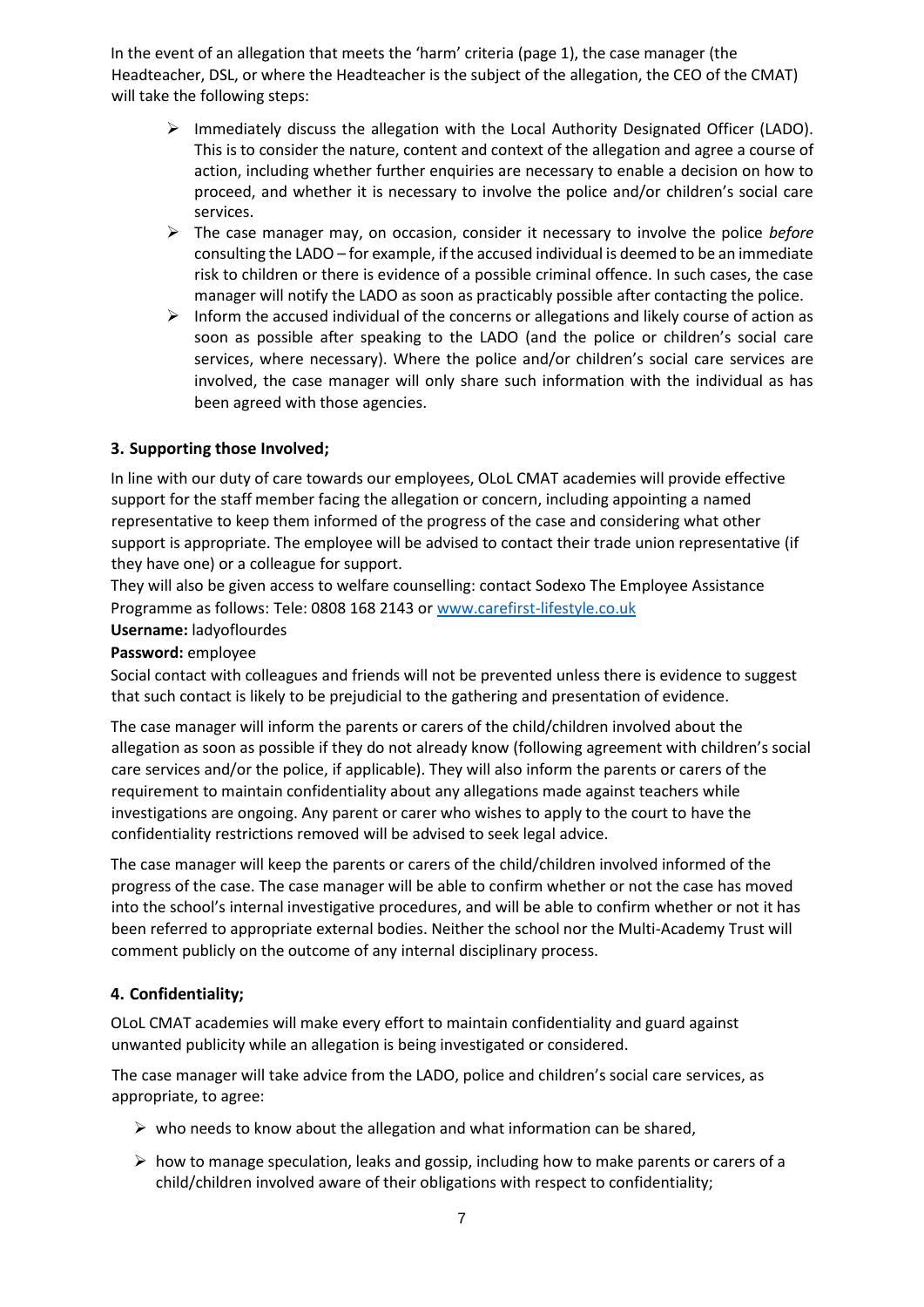In the event of an allegation that meets the 'harm' criteria (page 1), the case manager (the Headteacher, DSL, or where the Headteacher is the subject of the allegation, the CEO of the CMAT) will take the following steps:

- Immediately discuss the allegation with the Local Authority Designated Officer (LADO). This is to consider the nature, content and context of the allegation and agree a course of action, including whether further enquiries are necessary to enable a decision on how to proceed, and whether it is necessary to involve the police and/or children's social care services.
- The case manager may, on occasion, consider it necessary to involve the police *before* consulting the LADO – for example, if the accused individual is deemed to be an immediate risk to children or there is evidence of a possible criminal offence. In such cases, the case manager will notify the LADO as soon as practicably possible after contacting the police.
- Inform the accused individual of the concerns or allegations and likely course of action as soon as possible after speaking to the LADO (and the police or children's social care services, where necessary). Where the police and/or children's social care services are involved, the case manager will only share such information with the individual as has been agreed with those agencies.

### 3. Supporting those Involved;

In line with our duty of care towards our employees, OLoL CMAT academies will provide effective support for the staff member facing the allegation or concern, including appointing a named representative to keep them informed of the progress of the case and considering what other support is appropriate. The employee will be advised to contact their trade union representative (if they have one) or a colleague for support.
They will also be given access to welfare counselling: contact Sodexo The Employee Assistance Programme as follows: Tele: 0808 168 2143 or [www.carefirst-lifestyle.co.uk](www.carefirst-lifestyle.co.uk)
**Username:** ladyoflourdes
**Password:** employee
Social contact with colleagues and friends will not be prevented unless there is evidence to suggest that such contact is likely to be prejudicial to the gathering and presentation of evidence.

The case manager will inform the parents or carers of the child/children involved about the allegation as soon as possible if they do not already know (following agreement with children's social care services and/or the police, if applicable). They will also inform the parents or carers of the requirement to maintain confidentiality about any allegations made against teachers while investigations are ongoing. Any parent or carer who wishes to apply to the court to have the confidentiality restrictions removed will be advised to seek legal advice.

The case manager will keep the parents or carers of the child/children involved informed of the progress of the case. The case manager will be able to confirm whether or not the case has moved into the school's internal investigative procedures, and will be able to confirm whether or not it has been referred to appropriate external bodies. Neither the school nor the Multi-Academy Trust will comment publicly on the outcome of any internal disciplinary process.

### 4. Confidentiality;

OLoL CMAT academies will make every effort to maintain confidentiality and guard against unwanted publicity while an allegation is being investigated or considered.

The case manager will take advice from the LADO, police and children's social care services, as appropriate, to agree:

- who needs to know about the allegation and what information can be shared,
- how to manage speculation, leaks and gossip, including how to make parents or carers of a child/children involved aware of their obligations with respect to confidentiality;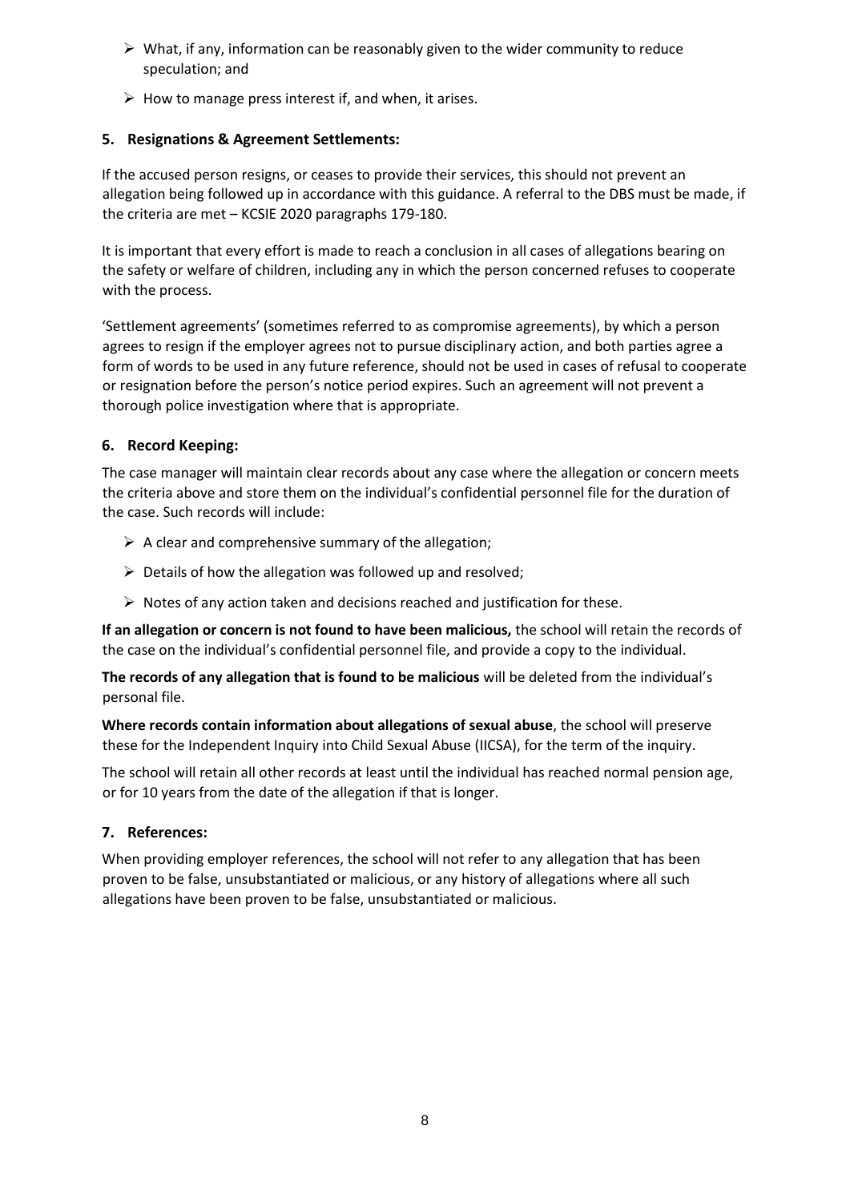- What, if any, information can be reasonably given to the wider community to reduce speculation; and
- How to manage press interest if, and when, it arises.

### 5. Resignations & Agreement Settlements:

If the accused person resigns, or ceases to provide their services, this should not prevent an allegation being followed up in accordance with this guidance. A referral to the DBS must be made, if the criteria are met – KCSIE 2020 paragraphs 179-180.

It is important that every effort is made to reach a conclusion in all cases of allegations bearing on the safety or welfare of children, including any in which the person concerned refuses to cooperate with the process.

'Settlement agreements' (sometimes referred to as compromise agreements), by which a person agrees to resign if the employer agrees not to pursue disciplinary action, and both parties agree a form of words to be used in any future reference, should not be used in cases of refusal to cooperate or resignation before the person's notice period expires. Such an agreement will not prevent a thorough police investigation where that is appropriate.

### 6. Record Keeping:

The case manager will maintain clear records about any case where the allegation or concern meets the criteria above and store them on the individual's confidential personnel file for the duration of the case. Such records will include:

- A clear and comprehensive summary of the allegation;
- Details of how the allegation was followed up and resolved;
- Notes of any action taken and decisions reached and justification for these.

**If an allegation or concern is not found to have been malicious,** the school will retain the records of the case on the individual's confidential personnel file, and provide a copy to the individual.

**The records of any allegation that is found to be malicious** will be deleted from the individual's personal file.

**Where records contain information about allegations of sexual abuse**, the school will preserve these for the Independent Inquiry into Child Sexual Abuse (IICSA), for the term of the inquiry.

The school will retain all other records at least until the individual has reached normal pension age, or for 10 years from the date of the allegation if that is longer.

### 7. References:

When providing employer references, the school will not refer to any allegation that has been proven to be false, unsubstantiated or malicious, or any history of allegations where all such allegations have been proven to be false, unsubstantiated or malicious.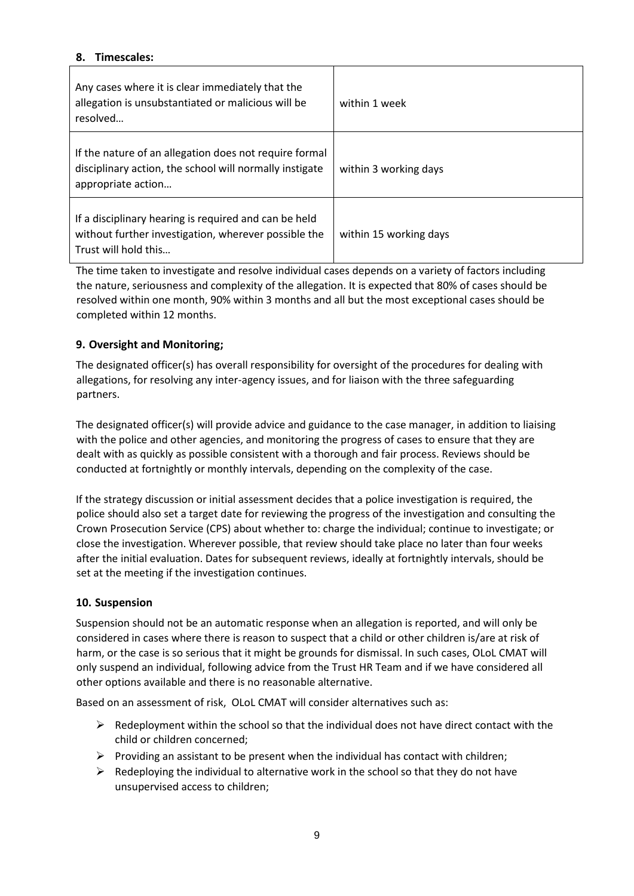## 8. Timescales:

| Any cases where it is clear immediately that the allegation is unsubstantiated or malicious will be resolved… | within 1 week |
|---|---|
| If the nature of an allegation does not require formal disciplinary action, the school will normally instigate appropriate action… | within 3 working days |
| If a disciplinary hearing is required and can be held without further investigation, wherever possible the Trust will hold this… | within 15 working days |

The time taken to investigate and resolve individual cases depends on a variety of factors including the nature, seriousness and complexity of the allegation. It is expected that 80% of cases should be resolved within one month, 90% within 3 months and all but the most exceptional cases should be completed within 12 months.

## 9. Oversight and Monitoring;

The designated officer(s) has overall responsibility for oversight of the procedures for dealing with allegations, for resolving any inter-agency issues, and for liaison with the three safeguarding partners.

The designated officer(s) will provide advice and guidance to the case manager, in addition to liaising with the police and other agencies, and monitoring the progress of cases to ensure that they are dealt with as quickly as possible consistent with a thorough and fair process. Reviews should be conducted at fortnightly or monthly intervals, depending on the complexity of the case.

If the strategy discussion or initial assessment decides that a police investigation is required, the police should also set a target date for reviewing the progress of the investigation and consulting the Crown Prosecution Service (CPS) about whether to: charge the individual; continue to investigate; or close the investigation. Wherever possible, that review should take place no later than four weeks after the initial evaluation. Dates for subsequent reviews, ideally at fortnightly intervals, should be set at the meeting if the investigation continues.

## 10. Suspension

Suspension should not be an automatic response when an allegation is reported, and will only be considered in cases where there is reason to suspect that a child or other children is/are at risk of harm, or the case is so serious that it might be grounds for dismissal. In such cases, OLoL CMAT will only suspend an individual, following advice from the Trust HR Team and if we have considered all other options available and there is no reasonable alternative.

Based on an assessment of risk, OLoL CMAT will consider alternatives such as:

- Redeployment within the school so that the individual does not have direct contact with the child or children concerned;
- Providing an assistant to be present when the individual has contact with children;
- Redeploying the individual to alternative work in the school so that they do not have unsupervised access to children;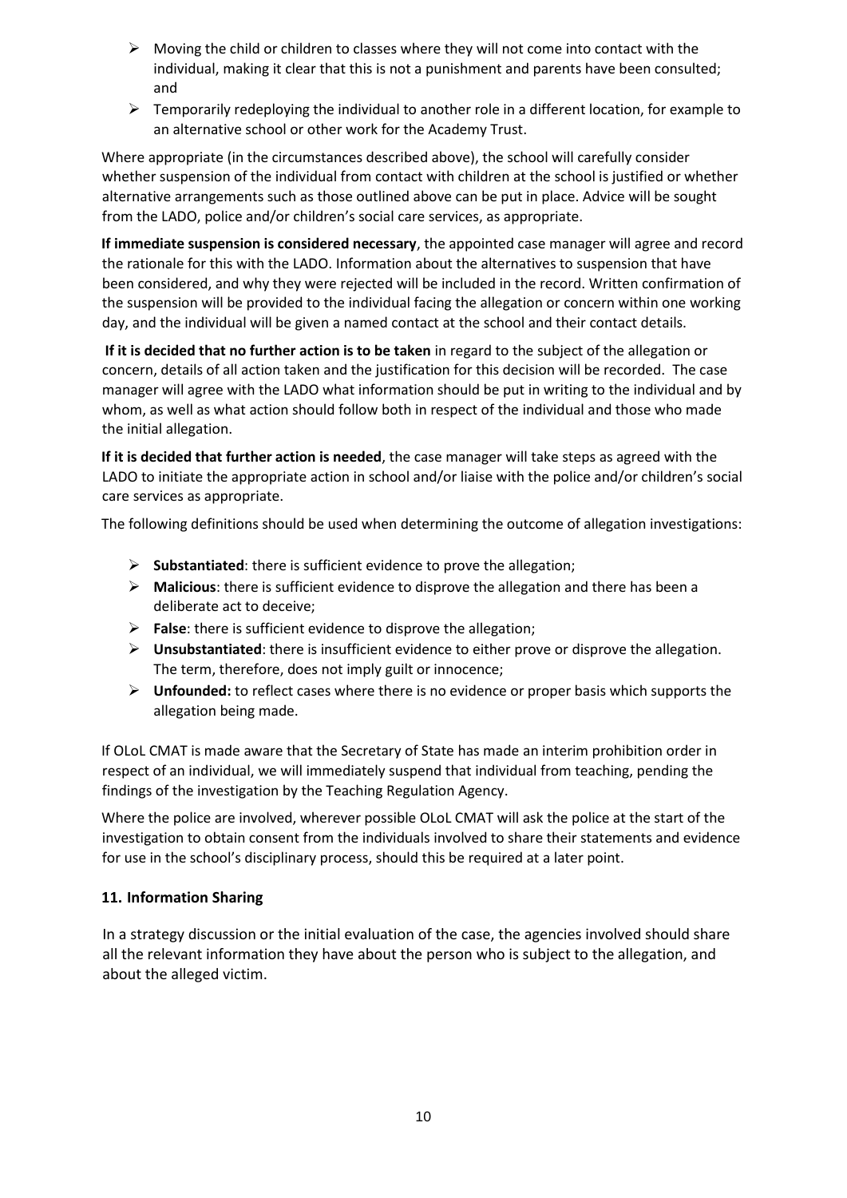- Moving the child or children to classes where they will not come into contact with the individual, making it clear that this is not a punishment and parents have been consulted; and
- Temporarily redeploying the individual to another role in a different location, for example to an alternative school or other work for the Academy Trust.

Where appropriate (in the circumstances described above), the school will carefully consider whether suspension of the individual from contact with children at the school is justified or whether alternative arrangements such as those outlined above can be put in place. Advice will be sought from the LADO, police and/or children's social care services, as appropriate.

**If immediate suspension is considered necessary**, the appointed case manager will agree and record the rationale for this with the LADO. Information about the alternatives to suspension that have been considered, and why they were rejected will be included in the record. Written confirmation of the suspension will be provided to the individual facing the allegation or concern within one working day, and the individual will be given a named contact at the school and their contact details.

**If it is decided that no further action is to be taken** in regard to the subject of the allegation or concern, details of all action taken and the justification for this decision will be recorded. The case manager will agree with the LADO what information should be put in writing to the individual and by whom, as well as what action should follow both in respect of the individual and those who made the initial allegation.

**If it is decided that further action is needed**, the case manager will take steps as agreed with the LADO to initiate the appropriate action in school and/or liaise with the police and/or children's social care services as appropriate.

The following definitions should be used when determining the outcome of allegation investigations:

- **Substantiated**: there is sufficient evidence to prove the allegation;
- **Malicious**: there is sufficient evidence to disprove the allegation and there has been a deliberate act to deceive;
- **False**: there is sufficient evidence to disprove the allegation;
- **Unsubstantiated**: there is insufficient evidence to either prove or disprove the allegation. The term, therefore, does not imply guilt or innocence;
- **Unfounded:** to reflect cases where there is no evidence or proper basis which supports the allegation being made.

If OLoL CMAT is made aware that the Secretary of State has made an interim prohibition order in respect of an individual, we will immediately suspend that individual from teaching, pending the findings of the investigation by the Teaching Regulation Agency.

Where the police are involved, wherever possible OLoL CMAT will ask the police at the start of the investigation to obtain consent from the individuals involved to share their statements and evidence for use in the school's disciplinary process, should this be required at a later point.

## 11. Information Sharing

In a strategy discussion or the initial evaluation of the case, the agencies involved should share all the relevant information they have about the person who is subject to the allegation, and about the alleged victim.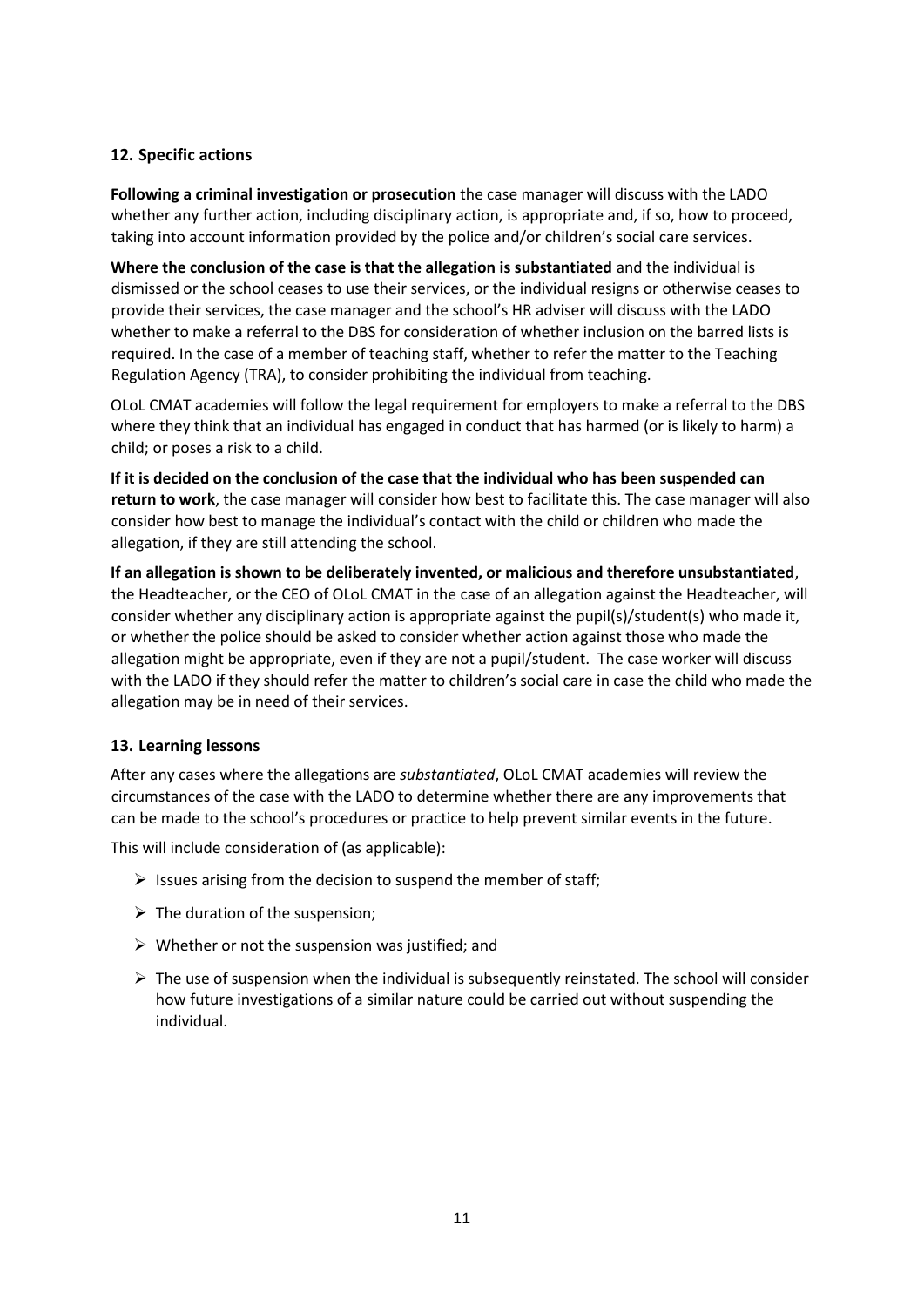## 12. Specific actions

**Following a criminal investigation or prosecution** the case manager will discuss with the LADO whether any further action, including disciplinary action, is appropriate and, if so, how to proceed, taking into account information provided by the police and/or children's social care services.

**Where the conclusion of the case is that the allegation is substantiated** and the individual is dismissed or the school ceases to use their services, or the individual resigns or otherwise ceases to provide their services, the case manager and the school's HR adviser will discuss with the LADO whether to make a referral to the DBS for consideration of whether inclusion on the barred lists is required. In the case of a member of teaching staff, whether to refer the matter to the Teaching Regulation Agency (TRA), to consider prohibiting the individual from teaching.

OLoL CMAT academies will follow the legal requirement for employers to make a referral to the DBS where they think that an individual has engaged in conduct that has harmed (or is likely to harm) a child; or poses a risk to a child.

**If it is decided on the conclusion of the case that the individual who has been suspended can return to work**, the case manager will consider how best to facilitate this. The case manager will also consider how best to manage the individual's contact with the child or children who made the allegation, if they are still attending the school.

**If an allegation is shown to be deliberately invented, or malicious and therefore unsubstantiated**, the Headteacher, or the CEO of OLoL CMAT in the case of an allegation against the Headteacher, will consider whether any disciplinary action is appropriate against the pupil(s)/student(s) who made it, or whether the police should be asked to consider whether action against those who made the allegation might be appropriate, even if they are not a pupil/student. The case worker will discuss with the LADO if they should refer the matter to children's social care in case the child who made the allegation may be in need of their services.

## 13. Learning lessons

After any cases where the allegations are *substantiated*, OLoL CMAT academies will review the circumstances of the case with the LADO to determine whether there are any improvements that can be made to the school's procedures or practice to help prevent similar events in the future.

This will include consideration of (as applicable):

- Issues arising from the decision to suspend the member of staff;
- The duration of the suspension;
- Whether or not the suspension was justified; and
- The use of suspension when the individual is subsequently reinstated. The school will consider how future investigations of a similar nature could be carried out without suspending the individual.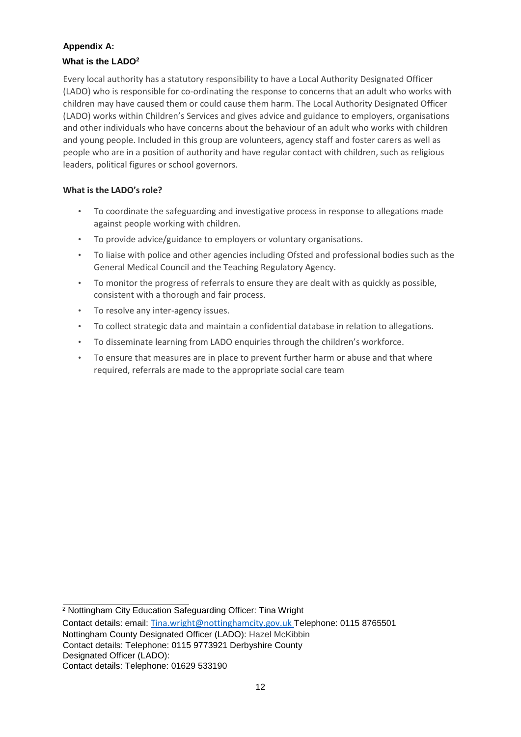**Appendix A:**

**What is the LADO[2]**

Every local authority has a statutory responsibility to have a Local Authority Designated Officer (LADO) who is responsible for co-ordinating the response to concerns that an adult who works with children may have caused them or could cause them harm. The Local Authority Designated Officer (LADO) works within Children's Services and gives advice and guidance to employers, organisations and other individuals who have concerns about the behaviour of an adult who works with children and young people. Included in this group are volunteers, agency staff and foster carers as well as people who are in a position of authority and have regular contact with children, such as religious leaders, political figures or school governors.

**What is the LADO's role?**

- To coordinate the safeguarding and investigative process in response to allegations made against people working with children.
- To provide advice/guidance to employers or voluntary organisations.
- To liaise with police and other agencies including Ofsted and professional bodies such as the General Medical Council and the Teaching Regulatory Agency.
- To monitor the progress of referrals to ensure they are dealt with as quickly as possible, consistent with a thorough and fair process.
- To resolve any inter-agency issues.
- To collect strategic data and maintain a confidential database in relation to allegations.
- To disseminate learning from LADO enquiries through the children's workforce.
- To ensure that measures are in place to prevent further harm or abuse and that where required, referrals are made to the appropriate social care team

---

[2] Nottingham City Education Safeguarding Officer: Tina Wright
Contact details: email: Tina.wright@nottinghamcity.gov.uk Telephone: 0115 8765501
Nottingham County Designated Officer (LADO): Hazel McKibbin
Contact details: Telephone: 0115 9773921 Derbyshire County Designated Officer (LADO):
Contact details: Telephone: 01629 533190